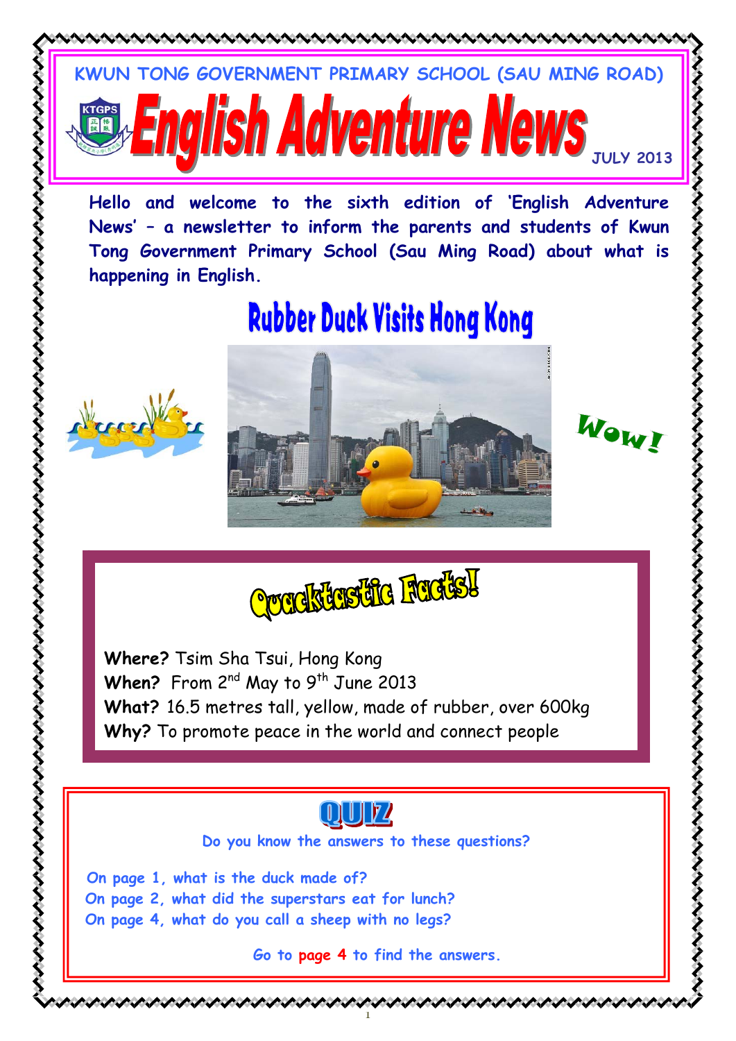KWUN TONG GOVERNMENT PRIMARY SCHOOL (SAU MING ROAD)

# English Adventure News

JULY 2013

**Hello and welcome to the sixth edition of 'English Adventure News' – a newsletter to inform the parents and students of Kwun Tong Government Primary School (Sau Ming Road) about what is happening in English.**

## Rubber Duck Visits Hong Kong

Wow!

### Quacktastic Facts!

**Where?** Tsim Sha Tsui, Hong Kong
**When?** From 2nd May to 9th June 2013
**What?** 16.5 metres tall, yellow, made of rubber, over 600kg
**Why?** To promote peace in the world and connect people

### QUIZ

**Do you know the answers to these questions?**

**On page 1, what is the duck made of?**
**On page 2, what did the superstars eat for lunch?**
**On page 4, what do you call a sheep with no legs?**

**Go to page 4 to find the answers.**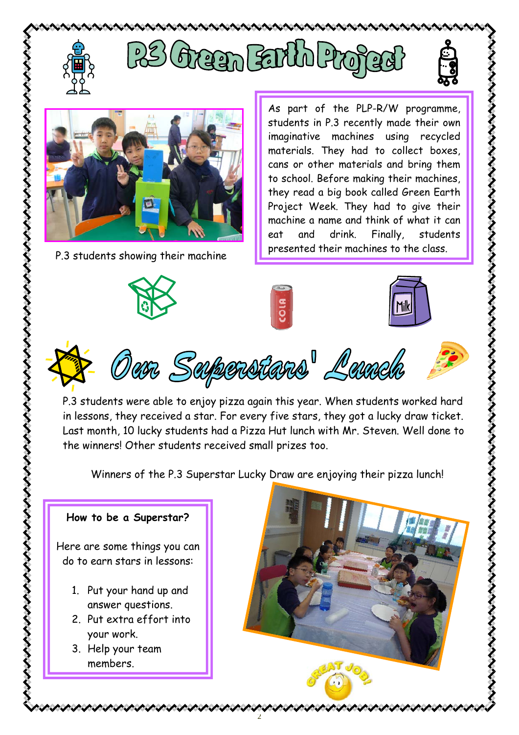# P.3 Green Earth Project

P.3 students showing their machine

As part of the PLP-R/W programme, students in P.3 recently made their own imaginative machines using recycled materials. They had to collect boxes, cans or other materials and bring them to school. Before making their machines, they read a big book called Green Earth Project Week. They had to give their machine a name and think of what it can eat and drink. Finally, students presented their machines to the class.

# Our Superstars' Lunch

P.3 students were able to enjoy pizza again this year. When students worked hard in lessons, they received a star. For every five stars, they got a lucky draw ticket. Last month, 10 lucky students had a Pizza Hut lunch with Mr. Steven. Well done to the winners! Other students received small prizes too.

Winners of the P.3 Superstar Lucky Draw are enjoying their pizza lunch!

**How to be a Superstar?**

Here are some things you can do to earn stars in lessons:

1. Put your hand up and answer questions.
2. Put extra effort into your work.
3. Help your team members.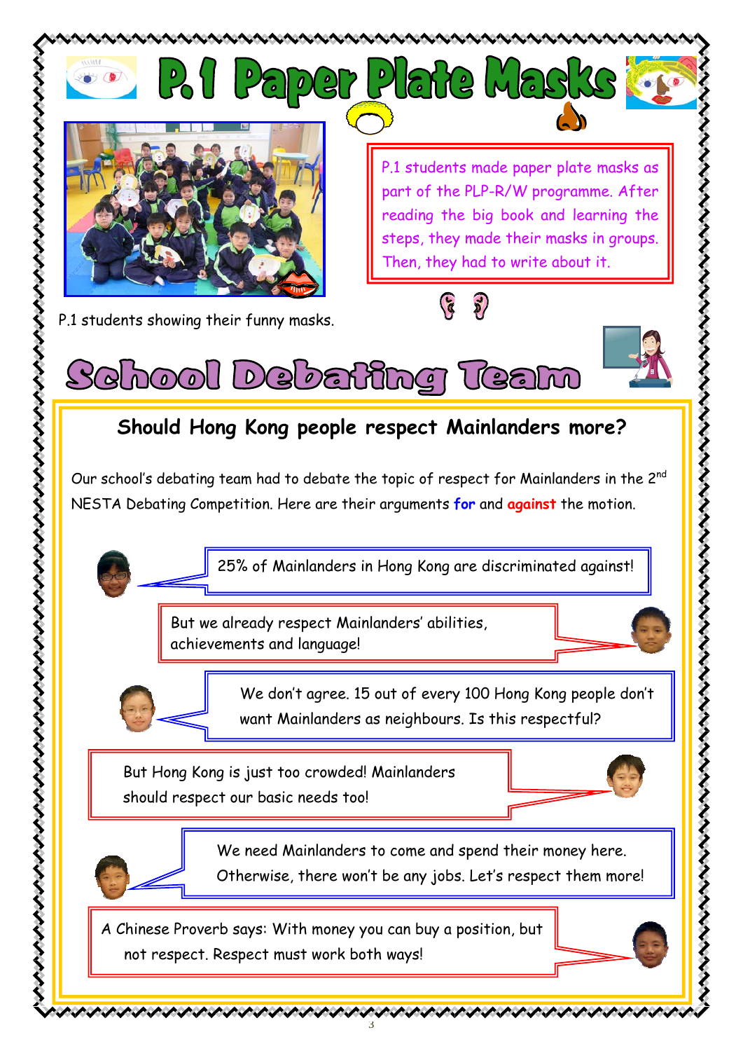# P.1 Paper Plate Masks

P.1 students made paper plate masks as part of the PLP-R/W programme. After reading the big book and learning the steps, they made their masks in groups. Then, they had to write about it.

P.1 students showing their funny masks.

# School Debating Team

## Should Hong Kong people respect Mainlanders more?

Our school's debating team had to debate the topic of respect for Mainlanders in the 2nd NESTA Debating Competition. Here are their arguments **for** and **against** the motion.

25% of Mainlanders in Hong Kong are discriminated against!

But we already respect Mainlanders' abilities, achievements and language!

We don't agree. 15 out of every 100 Hong Kong people don't want Mainlanders as neighbours. Is this respectful?

But Hong Kong is just too crowded! Mainlanders should respect our basic needs too!

We need Mainlanders to come and spend their money here. Otherwise, there won't be any jobs. Let's respect them more!

A Chinese Proverb says: With money you can buy a position, but not respect. Respect must work both ways!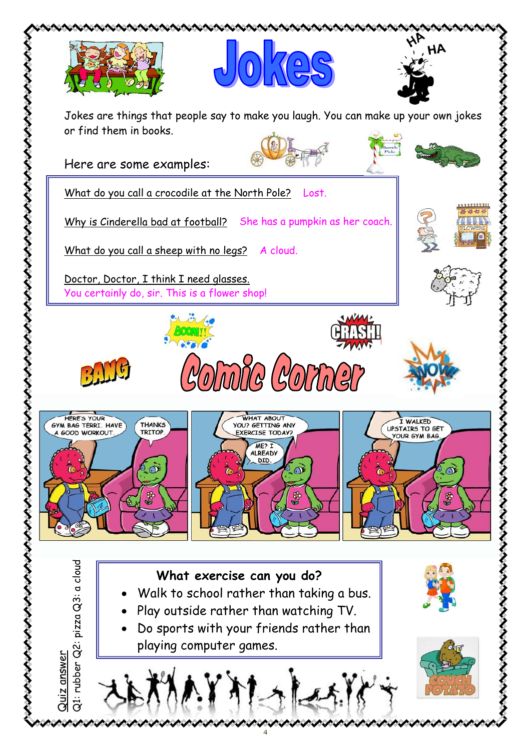# Jokes

Jokes are things that people say to make you laugh. You can make up your own jokes or find them in books.

Here are some examples:

What do you call a crocodile at the North Pole? Lost.

Why is Cinderella bad at football? She has a pumpkin as her coach.

What do you call a sheep with no legs? A cloud.

Doctor, Doctor, I think I need glasses.
You certainly do, sir. This is a flower shop!

# Comic Corner

HERE'S YOUR GYM BAG TERRI. HAVE A GOOD WORKOUT.

THANKS TRITOP.

WHAT ABOUT YOU? GETTING ANY EXERCISE TODAY?

ME? I ALREADY DID.

I WALKED UPSTAIRS TO GET YOUR GYM BAG.

**What exercise can you do?**

- Walk to school rather than taking a bus.
- Play outside rather than watching TV.
- Do sports with your friends rather than playing computer games.

Quiz answer
Q1: rubber Q2: pizza Q3: a cloud